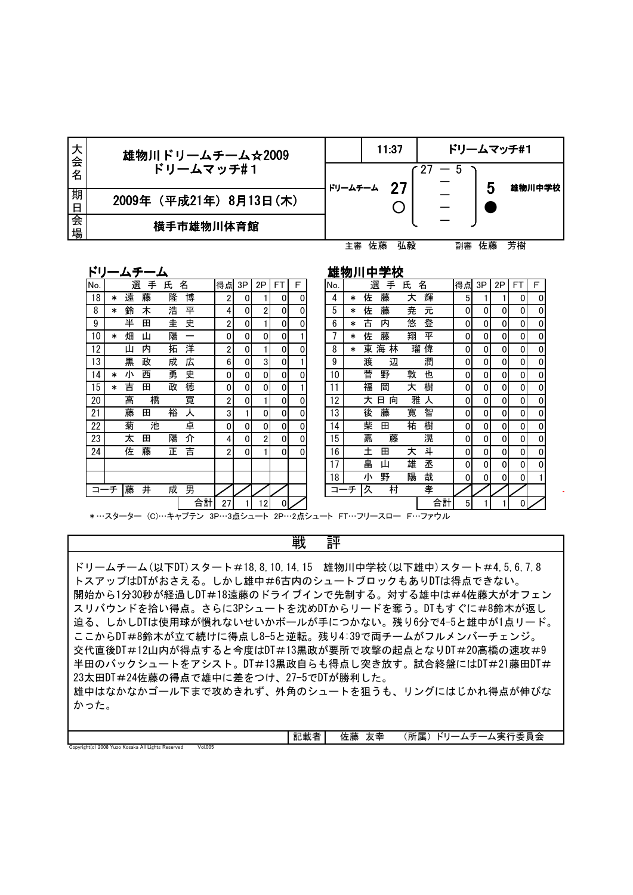| 大会名 | 雄物川ドリームチーム☆2009 ドリームマッチ#1 |
|---|---|
| 期日 | 2009年（平成21年）8月13日（木） |
| 会場 | 横手市雄物川体育館 |

| | 11:37 | | ドリームマッチ#1 | |
|---|---|---|---|---|
| ドリームチーム | 27 ○ | 27 － 5 / － / － / － | 5 ● | 雄物川中学校 |

主審 佐藤 弘毅　　副審 佐藤 芳樹

## ドリームチーム

| No. | | 選手氏名 | 得点 | 3P | 2P | FT | F |
|---|---|---|---|---|---|---|---|
| 18 | * | 遠藤 隆博 | 2 | 0 | 1 | 0 | 0 |
| 8 | * | 鈴木 浩平 | 4 | 0 | 2 | 0 | 0 |
| 9 | | 半田 圭史 | 2 | 0 | 1 | 0 | 0 |
| 10 | * | 畑山 陽一 | 0 | 0 | 0 | 0 | 1 |
| 12 | | 山内 拓洋 | 2 | 0 | 1 | 0 | 0 |
| 13 | | 黒政 成広 | 6 | 0 | 3 | 0 | 1 |
| 14 | * | 小西 勇史 | 0 | 0 | 0 | 0 | 0 |
| 15 | * | 吉田 政徳 | 0 | 0 | 0 | 0 | 1 |
| 20 | | 高橋 寛 | 2 | 0 | 1 | 0 | 0 |
| 21 | | 藤田 裕人 | 3 | 1 | 0 | 0 | 0 |
| 22 | | 菊池 卓 | 0 | 0 | 0 | 0 | 0 |
| 23 | | 太田 陽介 | 4 | 0 | 2 | 0 | 0 |
| 24 | | 佐藤 正吉 | 2 | 0 | 1 | 0 | 0 |
| | | | | | | | |
| | | | | | | | |
| コーチ | | 藤井 成男 | | | | | |
| | | 合計 | 27 | 1 | 12 | 0 | |

## 雄物川中学校

| No. | | 選手氏名 | 得点 | 3P | 2P | FT | F |
|---|---|---|---|---|---|---|---|
| 4 | * | 佐藤 大輝 | 5 | 1 | 1 | 0 | 0 |
| 5 | * | 佐藤 尭元 | 0 | 0 | 0 | 0 | 0 |
| 6 | * | 古内 悠登 | 0 | 0 | 0 | 0 | 0 |
| 7 | * | 佐藤 翔平 | 0 | 0 | 0 | 0 | 0 |
| 8 | * | 東海林 瑠偉 | 0 | 0 | 0 | 0 | 0 |
| 9 | | 渡辺 潤 | 0 | 0 | 0 | 0 | 0 |
| 10 | | 菅野 敦也 | 0 | 0 | 0 | 0 | 0 |
| 11 | | 福岡 大樹 | 0 | 0 | 0 | 0 | 0 |
| 12 | | 大日向 雅人 | 0 | 0 | 0 | 0 | 0 |
| 13 | | 後藤 寛智 | 0 | 0 | 0 | 0 | 0 |
| 14 | | 柴田 祐樹 | 0 | 0 | 0 | 0 | 0 |
| 15 | | 嘉藤 滉 | 0 | 0 | 0 | 0 | 0 |
| 16 | | 土田 大斗 | 0 | 0 | 0 | 0 | 0 |
| 17 | | 畠山 雄丞 | 0 | 0 | 0 | 0 | 0 |
| 18 | | 小野 陽哉 | 0 | 0 | 0 | 0 | 1 |
| コーチ | | 久村 孝 | | | | | |
| | | 合計 | 5 | 1 | 1 | 0 | |

＊…スターター（C)…キャプテン 3P…3点シュート 2P…2点シュート FT…フリースロー F…ファウル

## 戦評

ドリームチーム(以下DT)スタート#18,8,10,14,15 雄物川中学校(以下雄中)スタート#4,5,6,7,8
トスアップはDTがおさえる。しかし雄中#6古内のシュートブロックもありDTは得点できない。
開始から1分30秒が経過しDT#18遠藤のドライブインで先制する。対する雄中は#4佐藤大がオフェンスリバウンドを拾い得点。さらに3Pシュートを沈めDTからリードを奪う。DTもすぐに#8鈴木が返し迫る、しかしDTは使用球が慣れないせいかボールが手につかない。残り6分で4-5と雄中が1点リード。
ここからDT#8鈴木が立て続けに得点し8-5と逆転。残り4:39で両チームがフルメンバーチェンジ。
交代直後DT#12山内が得点すると今度はDT#13黒政が要所で攻撃の起点となりDT#20高橋の速攻#9半田のバックシュートをアシスト。DT#13黒政自らも得点し突き放す。試合終盤にはDT#21藤田DT#23太田DT#24佐藤の得点で雄中に差をつけ、27-5でDTが勝利した。
雄中はなかなかゴール下まで攻めきれず、外角のシュートを狙うも、リングにはじかれ得点が伸びなかった。

記載者 佐藤 友幸　（所属）ドリームチーム実行委員会

Copyright(c) 2008 Yuzo Kosaka All Lights Reserved Vol.005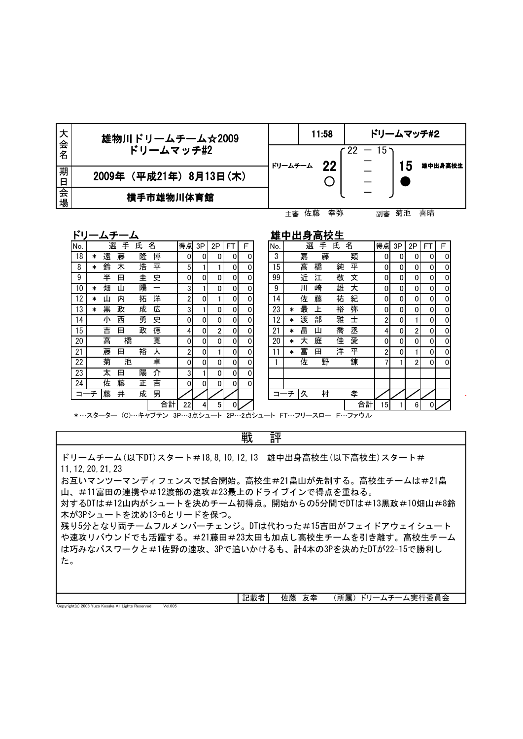| 大会名 | 雄物川ドリームチーム☆2009 ドリームマッチ#2 |
|---|---|
| 期日 | 2009年（平成21年）8月13日(木) |
| 会場 | 横手市雄物川体育館 |

| | 11:58 | | ドリームマッチ#2 |
|---|---|---|---|
| ドリームチーム | 22 ○ | 22 — 15 | 15 ● 雄中出身高校生 |

主審 佐藤　幸弥　　副審 菊池　喜晴

## ドリームチーム

| No. | 選手氏名 | 得点 | 3P | 2P | FT | F |
|---|---|---|---|---|---|---|
| 18 | ＊ 遠藤　隆博 | 0 | 0 | 0 | 0 | 0 |
| 8 | ＊ 鈴木　浩平 | 5 | 1 | 1 | 0 | 0 |
| 9 | 半田　圭史 | 0 | 0 | 0 | 0 | 0 |
| 10 | ＊ 畑山　陽一 | 3 | 1 | 0 | 0 | 0 |
| 12 | ＊ 山内　拓洋 | 2 | 0 | 1 | 0 | 0 |
| 13 | ＊ 黒政　成広 | 3 | 1 | 0 | 0 | 0 |
| 14 | 小西　勇史 | 0 | 0 | 0 | 0 | 0 |
| 15 | 吉田　政徳 | 4 | 0 | 2 | 0 | 0 |
| 20 | 高橋　寛 | 0 | 0 | 0 | 0 | 0 |
| 21 | 藤田　裕人 | 2 | 0 | 1 | 0 | 0 |
| 22 | 菊池　卓 | 0 | 0 | 0 | 0 | 0 |
| 23 | 太田　陽介 | 3 | 1 | 0 | 0 | 0 |
| 24 | 佐藤　正吉 | 0 | 0 | 0 | 0 | 0 |
| コーチ | 藤井　成男 | | | | | |
| | 合計 | 22 | 4 | 5 | 0 | |

## 雄中出身高校生

| No. | 選手氏名 | 得点 | 3P | 2P | FT | F |
|---|---|---|---|---|---|---|
| 3 | 嘉藤　類 | 0 | 0 | 0 | 0 | 0 |
| 15 | 高橋　純平 | 0 | 0 | 0 | 0 | 0 |
| 99 | 近江　敬文 | 0 | 0 | 0 | 0 | 0 |
| 9 | 川崎　雄大 | 0 | 0 | 0 | 0 | 0 |
| 14 | 佐藤　祐紀 | 0 | 0 | 0 | 0 | 0 |
| 23 | ＊ 最上　裕弥 | 0 | 0 | 0 | 0 | 0 |
| 12 | ＊ 渡部　雅士 | 2 | 0 | 1 | 0 | 0 |
| 21 | ＊ 畠山　喬丞 | 4 | 0 | 2 | 0 | 0 |
| 20 | ＊ 大庭　佳愛 | 0 | 0 | 0 | 0 | 0 |
| 11 | ＊ 富田　洋平 | 2 | 0 | 1 | 0 | 0 |
| 1 | 佐野　錬 | 7 | 1 | 2 | 0 | 0 |
| コーチ | 久村　孝 | | | | | |
| | 合計 | 15 | 1 | 6 | 0 | |

＊…スターター　(C)…キャプテン　3P…3点シュート　2P…2点シュート　FT…フリースロー　F…ファウル

## 戦評

ドリームチーム(以下DT)スタート#18,8,10,12,13　雄中出身高校生(以下高校生)スタート#11,12,20,21,23

お互いマンツーマンディフェンスで試合開始。高校生#21畠山が先制する。高校生チームは#21畠山、#11富田の連携や#12渡部の速攻#23最上のドライブインで得点を重ねる。

対するDTは#12山内がシュートを決めチーム初得点。開始からの5分間でDTは#13黒政#10畑山#8鈴木が3Pシュートを沈め13-6とリードを保つ。

残り5分となり両チームフルメンバーチェンジ。DTは代わった#15吉田がフェイドアウェイシュートや速攻リバウンドでも活躍する。#21藤田#23太田も加点し高校生チームを引き離す。高校生チームは巧みなパスワークと#1佐野の速攻、3Pで追いかけるも、計4本の3Pを決めたDTが22-15で勝利した。

記載者　佐藤　友幸　（所属）ドリームチーム実行委員会

Copyright(c) 2008 Yuzo Kosaka All Lights Reserved　Vol.005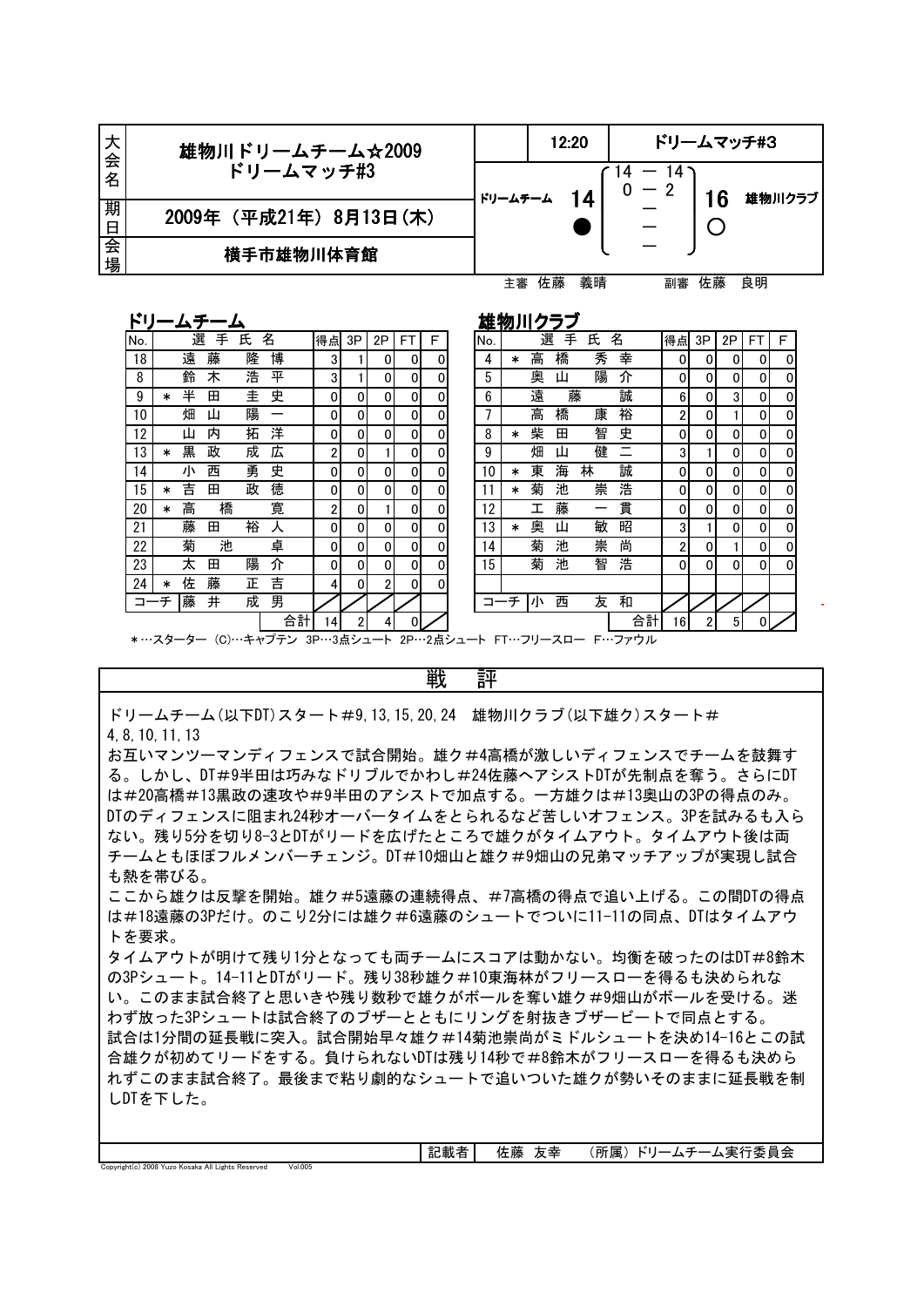| 大会名 | 雄物川ドリームチーム☆2009 ドリームマッチ#3 | | 12:20 | | ドリームマッチ#3 | |
|---|---|---|---|---|---|---|
| 期日 | 2009年（平成21年）8月13日(木) | ドリームチーム | 14 ● | 14 － 14 / 0 － 2 / － / － | 16 ○ | 雄物川クラブ |
| 会場 | 横手市雄物川体育館 | | | | | |

主審 佐藤 義晴　　副審 佐藤 良明

**ドリームチーム**

| No. | 選手氏名 | 得点 | 3P | 2P | FT | F |
|---|---|---|---|---|---|---|
| 18 | 遠藤 隆博 | 3 | 1 | 0 | 0 | 0 |
| 8 | 鈴木 浩平 | 3 | 1 | 0 | 0 | 0 |
| 9 | ＊ 半田 圭史 | 0 | 0 | 0 | 0 | 0 |
| 10 | 畑山 陽一 | 0 | 0 | 0 | 0 | 0 |
| 12 | 山内 拓洋 | 0 | 0 | 0 | 0 | 0 |
| 13 | ＊ 黒政 成広 | 2 | 0 | 1 | 0 | 0 |
| 14 | 小西 勇史 | 0 | 0 | 0 | 0 | 0 |
| 15 | ＊ 吉田 政徳 | 0 | 0 | 0 | 0 | 0 |
| 20 | ＊ 高橋 寛 | 2 | 0 | 1 | 0 | 0 |
| 21 | 藤田 裕人 | 0 | 0 | 0 | 0 | 0 |
| 22 | 菊池 卓 | 0 | 0 | 0 | 0 | 0 |
| 23 | 太田 陽介 | 0 | 0 | 0 | 0 | 0 |
| 24 | ＊ 佐藤 正吉 | 4 | 0 | 2 | 0 | 0 |
| コーチ | 藤井 成男 | | | | | |
| | 合計 | 14 | 2 | 4 | 0 | |

**雄物川クラブ**

| No. | 選手氏名 | 得点 | 3P | 2P | FT | F |
|---|---|---|---|---|---|---|
| 4 | ＊ 高橋 秀幸 | 0 | 0 | 0 | 0 | 0 |
| 5 | 奥山 陽介 | 0 | 0 | 0 | 0 | 0 |
| 6 | 遠藤 誠 | 6 | 0 | 3 | 0 | 0 |
| 7 | 高橋 康裕 | 2 | 0 | 1 | 0 | 0 |
| 8 | ＊ 柴田 智史 | 0 | 0 | 0 | 0 | 0 |
| 9 | 畑山 健二 | 3 | 1 | 0 | 0 | 0 |
| 10 | ＊ 東海林 誠 | 0 | 0 | 0 | 0 | 0 |
| 11 | ＊ 菊池 崇浩 | 0 | 0 | 0 | 0 | 0 |
| 12 | 工藤 一貫 | 0 | 0 | 0 | 0 | 0 |
| 13 | ＊ 奥山 敏昭 | 3 | 1 | 0 | 0 | 0 |
| 14 | 菊池 崇尚 | 2 | 0 | 1 | 0 | 0 |
| 15 | 菊池 智浩 | 0 | 0 | 0 | 0 | 0 |
| コーチ | 小西 友和 | | | | | |
| | 合計 | 16 | 2 | 5 | 0 | |

＊…スターター (C)…キャプテン 3P…3点シュート 2P…2点シュート FT…フリースロー F…ファウル

## 戦 評

ドリームチーム(以下DT)スタート#9,13,15,20,24　雄物川クラブ(以下雄ク)スタート#4,8,10,11,13

お互いマンツーマンディフェンスで試合開始。雄ク#4高橋が激しいディフェンスでチームを鼓舞する。しかし、DT#9半田は巧みなドリブルでかわし#24佐藤へアシストDTが先制点を奪う。さらにDTは#20高橋#13黒政の速攻や#9半田のアシストで加点する。一方雄クは#13奥山の3Pの得点のみ。DTのディフェンスに阻まれ24秒オーバータイムをとられるなど苦しいオフェンス。3Pを試みるも入らない。残り5分を切り8-3とDTがリードを広げたところで雄クがタイムアウト。タイムアウト後は両チームともほぼフルメンバーチェンジ。DT#10畑山と雄ク#9畑山の兄弟マッチアップが実現し試合も熱を帯びる。

ここから雄クは反撃を開始。雄ク#5遠藤の連続得点、#7高橋の得点で追い上げる。この間DTの得点は#18遠藤の3Pだけ。のこり2分には雄ク#6遠藤のシュートでついに11-11の同点、DTはタイムアウトを要求。

タイムアウトが明けて残り1分となっても両チームにスコアは動かない。均衡を破ったのはDT#8鈴木の3Pシュート。14-11とDTがリード。残り38秒雄ク#10東海林がフリースローを得るも決められない。このまま試合終了と思いきや残り数秒で雄クがボールを奪い雄ク#9畑山がボールを受ける。迷わず放った3Pシュートは試合終了のブザーとともにリングを射抜きブザービートで同点とする。

試合は1分間の延長戦に突入。試合開始早々雄ク#14菊池崇尚がミドルシュートを決め14-16とこの試合雄クが初めてリードをする。負けられないDTは残り14秒で#8鈴木がフリースローを得るも決められずこのまま試合終了。最後まで粘り劇的なシュートで追いついた雄クが勢いそのままに延長戦を制しDTを下した。

記載者　佐藤 友幸　（所属）ドリームチーム実行委員会

Copyright(c) 2008 Yuzo Kosaka All Lights Reserved　Vol.005